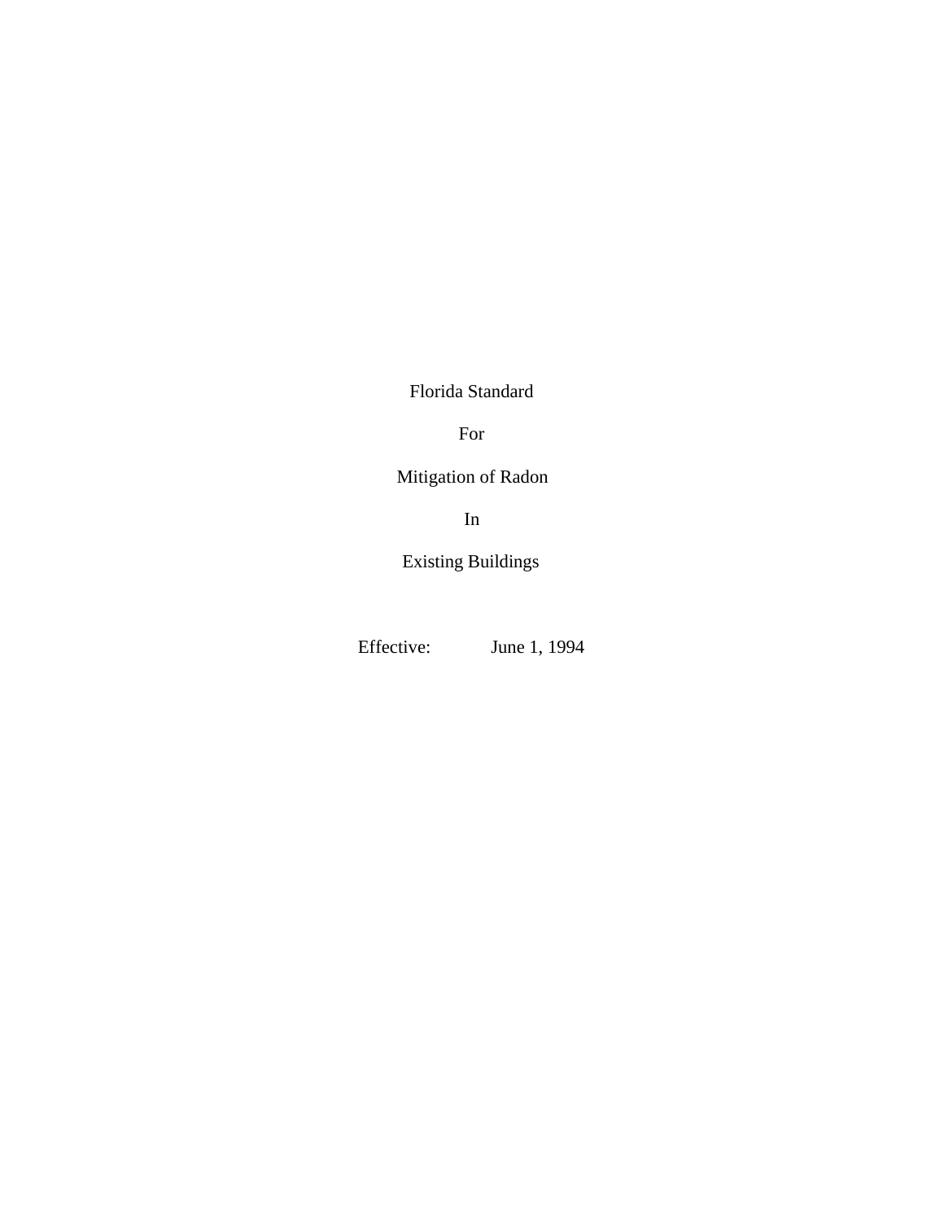# Florida Standard

# For

# Mitigation of Radon

# In

# Existing Buildings

Effective: June 1, 1994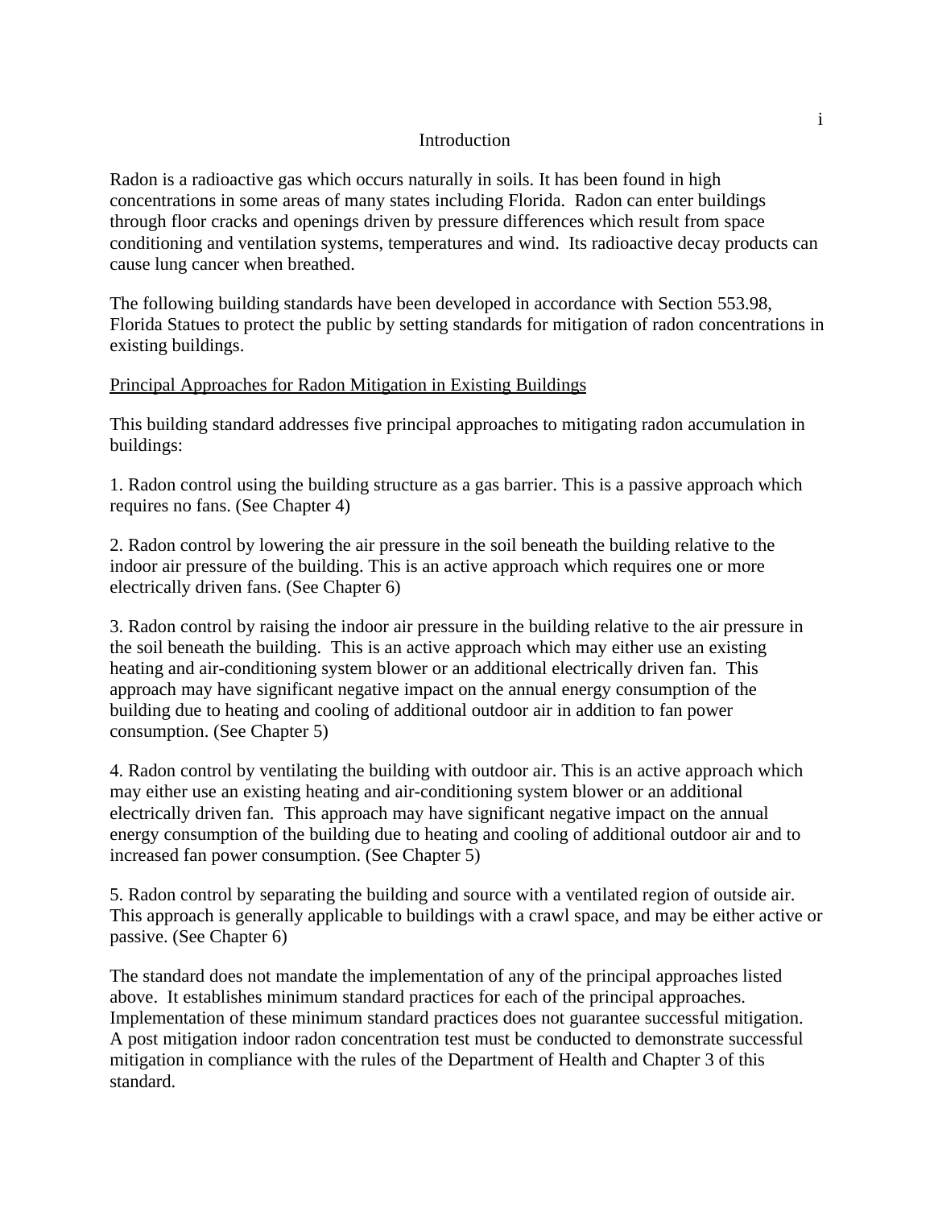# Introduction

Radon is a radioactive gas which occurs naturally in soils. It has been found in high concentrations in some areas of many states including Florida. Radon can enter buildings through floor cracks and openings driven by pressure differences which result from space conditioning and ventilation systems, temperatures and wind. Its radioactive decay products can cause lung cancer when breathed.

The following building standards have been developed in accordance with Section 553.98, Florida Statues to protect the public by setting standards for mitigation of radon concentrations in existing buildings.

<u>Principal Approaches for Radon Mitigation in Existing Buildings</u>

This building standard addresses five principal approaches to mitigating radon accumulation in buildings:

1. Radon control using the building structure as a gas barrier. This is a passive approach which requires no fans. (See Chapter 4)

2. Radon control by lowering the air pressure in the soil beneath the building relative to the indoor air pressure of the building. This is an active approach which requires one or more electrically driven fans. (See Chapter 6)

3. Radon control by raising the indoor air pressure in the building relative to the air pressure in the soil beneath the building. This is an active approach which may either use an existing heating and air-conditioning system blower or an additional electrically driven fan. This approach may have significant negative impact on the annual energy consumption of the building due to heating and cooling of additional outdoor air in addition to fan power consumption. (See Chapter 5)

4. Radon control by ventilating the building with outdoor air. This is an active approach which may either use an existing heating and air-conditioning system blower or an additional electrically driven fan. This approach may have significant negative impact on the annual energy consumption of the building due to heating and cooling of additional outdoor air and to increased fan power consumption. (See Chapter 5)

5. Radon control by separating the building and source with a ventilated region of outside air. This approach is generally applicable to buildings with a crawl space, and may be either active or passive. (See Chapter 6)

The standard does not mandate the implementation of any of the principal approaches listed above. It establishes minimum standard practices for each of the principal approaches. Implementation of these minimum standard practices does not guarantee successful mitigation. A post mitigation indoor radon concentration test must be conducted to demonstrate successful mitigation in compliance with the rules of the Department of Health and Chapter 3 of this standard.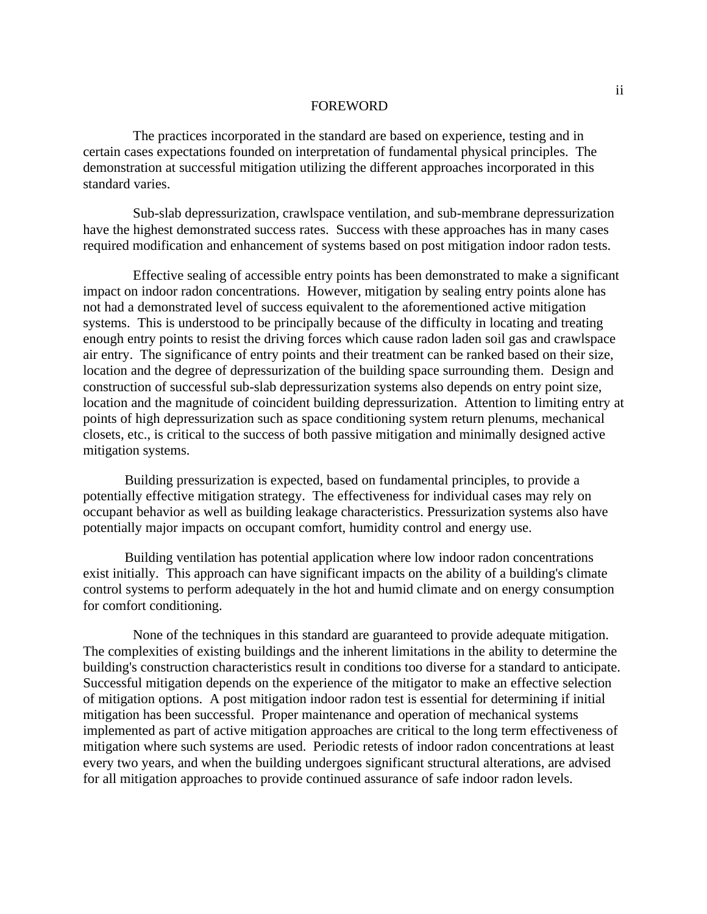# FOREWORD

The practices incorporated in the standard are based on experience, testing and in certain cases expectations founded on interpretation of fundamental physical principles. The demonstration at successful mitigation utilizing the different approaches incorporated in this standard varies.

Sub-slab depressurization, crawlspace ventilation, and sub-membrane depressurization have the highest demonstrated success rates. Success with these approaches has in many cases required modification and enhancement of systems based on post mitigation indoor radon tests.

Effective sealing of accessible entry points has been demonstrated to make a significant impact on indoor radon concentrations. However, mitigation by sealing entry points alone has not had a demonstrated level of success equivalent to the aforementioned active mitigation systems. This is understood to be principally because of the difficulty in locating and treating enough entry points to resist the driving forces which cause radon laden soil gas and crawlspace air entry. The significance of entry points and their treatment can be ranked based on their size, location and the degree of depressurization of the building space surrounding them. Design and construction of successful sub-slab depressurization systems also depends on entry point size, location and the magnitude of coincident building depressurization. Attention to limiting entry at points of high depressurization such as space conditioning system return plenums, mechanical closets, etc., is critical to the success of both passive mitigation and minimally designed active mitigation systems.

Building pressurization is expected, based on fundamental principles, to provide a potentially effective mitigation strategy. The effectiveness for individual cases may rely on occupant behavior as well as building leakage characteristics. Pressurization systems also have potentially major impacts on occupant comfort, humidity control and energy use.

Building ventilation has potential application where low indoor radon concentrations exist initially. This approach can have significant impacts on the ability of a building's climate control systems to perform adequately in the hot and humid climate and on energy consumption for comfort conditioning.

None of the techniques in this standard are guaranteed to provide adequate mitigation. The complexities of existing buildings and the inherent limitations in the ability to determine the building's construction characteristics result in conditions too diverse for a standard to anticipate. Successful mitigation depends on the experience of the mitigator to make an effective selection of mitigation options. A post mitigation indoor radon test is essential for determining if initial mitigation has been successful. Proper maintenance and operation of mechanical systems implemented as part of active mitigation approaches are critical to the long term effectiveness of mitigation where such systems are used. Periodic retests of indoor radon concentrations at least every two years, and when the building undergoes significant structural alterations, are advised for all mitigation approaches to provide continued assurance of safe indoor radon levels.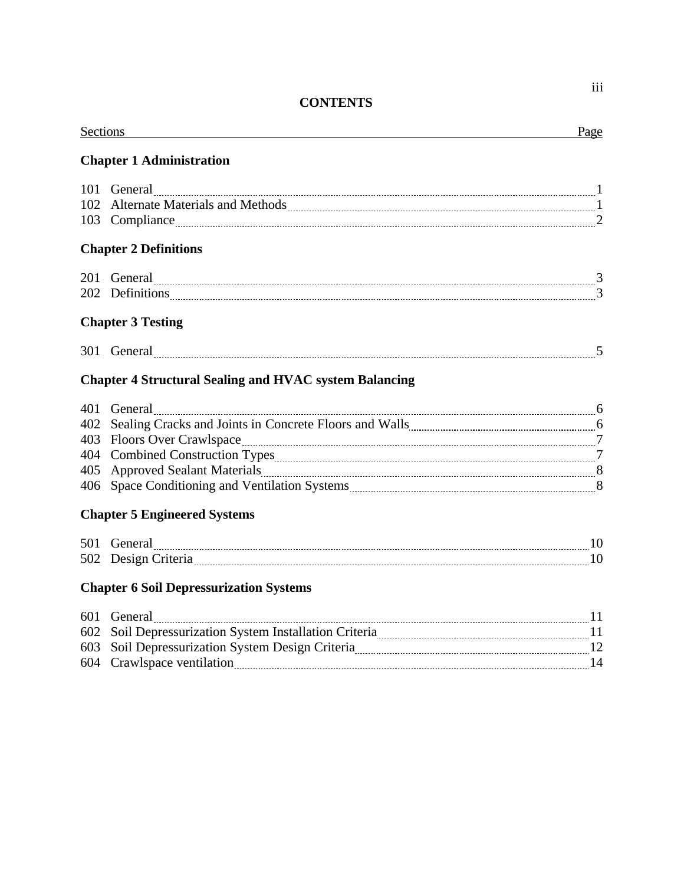# CONTENTS

| Sections | Page |
|---|---|
| **Chapter 1 Administration** | |
| 101 General | 1 |
| 102 Alternate Materials and Methods | 1 |
| 103 Compliance | 2 |
| **Chapter 2 Definitions** | |
| 201 General | 3 |
| 202 Definitions | 3 |
| **Chapter 3 Testing** | |
| 301 General | 5 |
| **Chapter 4 Structural Sealing and HVAC system Balancing** | |
| 401 General | 6 |
| 402 Sealing Cracks and Joints in Concrete Floors and Walls | 6 |
| 403 Floors Over Crawlspace | 7 |
| 404 Combined Construction Types | 7 |
| 405 Approved Sealant Materials | 8 |
| 406 Space Conditioning and Ventilation Systems | 8 |
| **Chapter 5 Engineered Systems** | |
| 501 General | 10 |
| 502 Design Criteria | 10 |
| **Chapter 6 Soil Depressurization Systems** | |
| 601 General | 11 |
| 602 Soil Depressurization System Installation Criteria | 11 |
| 603 Soil Depressurization System Design Criteria | 12 |
| 604 Crawlspace ventilation | 14 |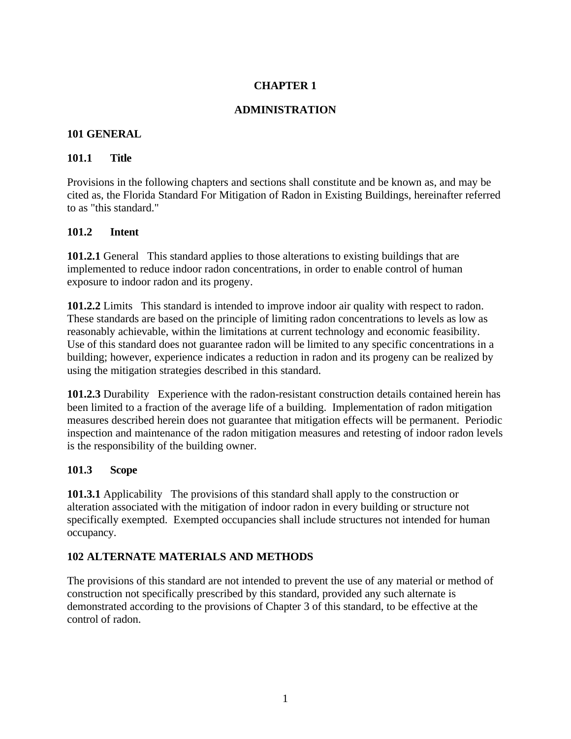# CHAPTER 1

# ADMINISTRATION

## 101 GENERAL

### 101.1 Title

Provisions in the following chapters and sections shall constitute and be known as, and may be cited as, the Florida Standard For Mitigation of Radon in Existing Buildings, hereinafter referred to as "this standard."

### 101.2 Intent

**101.2.1** General This standard applies to those alterations to existing buildings that are implemented to reduce indoor radon concentrations, in order to enable control of human exposure to indoor radon and its progeny.

**101.2.2** Limits This standard is intended to improve indoor air quality with respect to radon. These standards are based on the principle of limiting radon concentrations to levels as low as reasonably achievable, within the limitations at current technology and economic feasibility. Use of this standard does not guarantee radon will be limited to any specific concentrations in a building; however, experience indicates a reduction in radon and its progeny can be realized by using the mitigation strategies described in this standard.

**101.2.3** Durability Experience with the radon-resistant construction details contained herein has been limited to a fraction of the average life of a building. Implementation of radon mitigation measures described herein does not guarantee that mitigation effects will be permanent. Periodic inspection and maintenance of the radon mitigation measures and retesting of indoor radon levels is the responsibility of the building owner.

### 101.3 Scope

**101.3.1** Applicability The provisions of this standard shall apply to the construction or alteration associated with the mitigation of indoor radon in every building or structure not specifically exempted. Exempted occupancies shall include structures not intended for human occupancy.

## 102 ALTERNATE MATERIALS AND METHODS

The provisions of this standard are not intended to prevent the use of any material or method of construction not specifically prescribed by this standard, provided any such alternate is demonstrated according to the provisions of Chapter 3 of this standard, to be effective at the control of radon.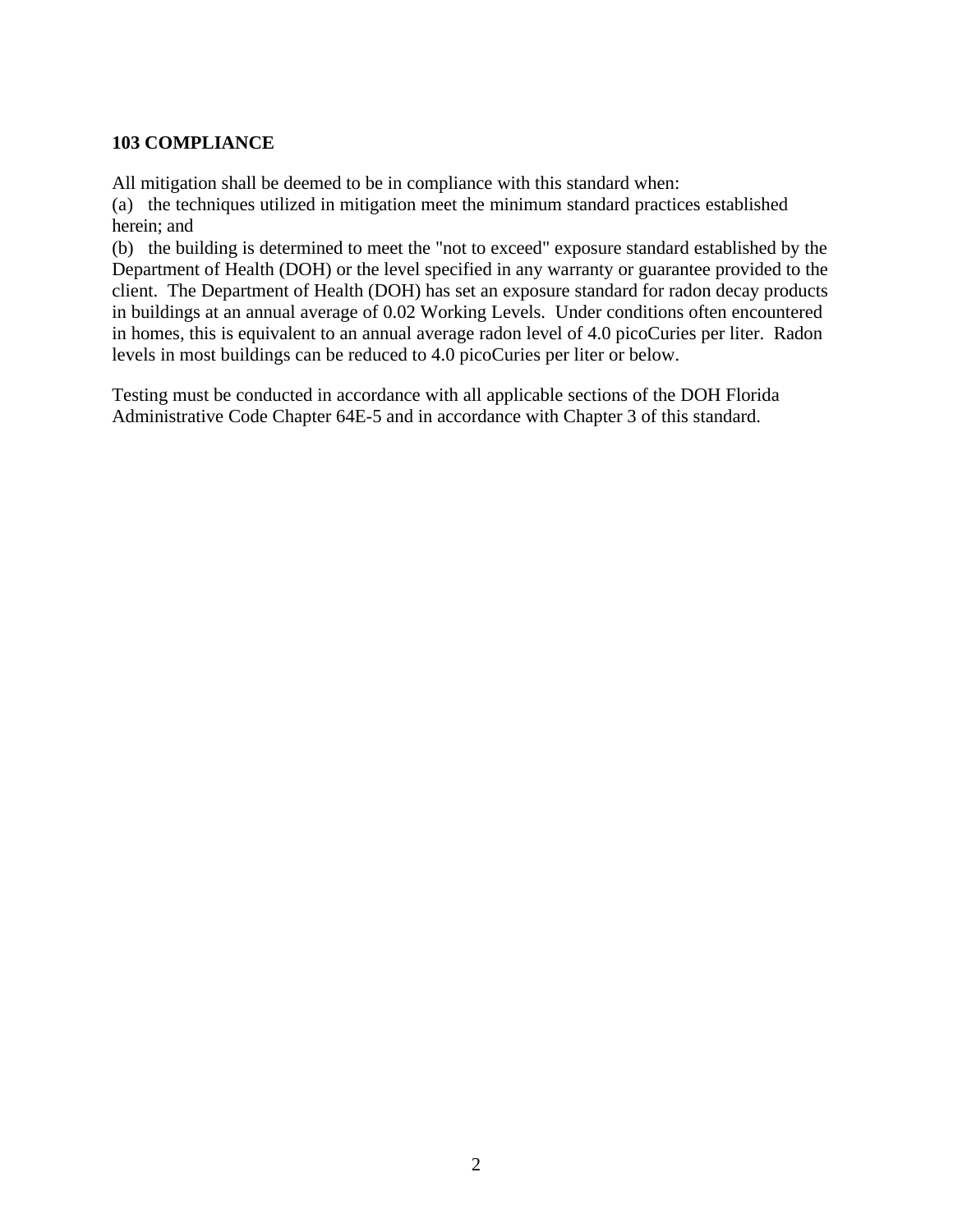**103 COMPLIANCE**

All mitigation shall be deemed to be in compliance with this standard when:
(a) the techniques utilized in mitigation meet the minimum standard practices established herein; and
(b) the building is determined to meet the "not to exceed" exposure standard established by the Department of Health (DOH) or the level specified in any warranty or guarantee provided to the client. The Department of Health (DOH) has set an exposure standard for radon decay products in buildings at an annual average of 0.02 Working Levels. Under conditions often encountered in homes, this is equivalent to an annual average radon level of 4.0 picoCuries per liter. Radon levels in most buildings can be reduced to 4.0 picoCuries per liter or below.

Testing must be conducted in accordance with all applicable sections of the DOH Florida Administrative Code Chapter 64E-5 and in accordance with Chapter 3 of this standard.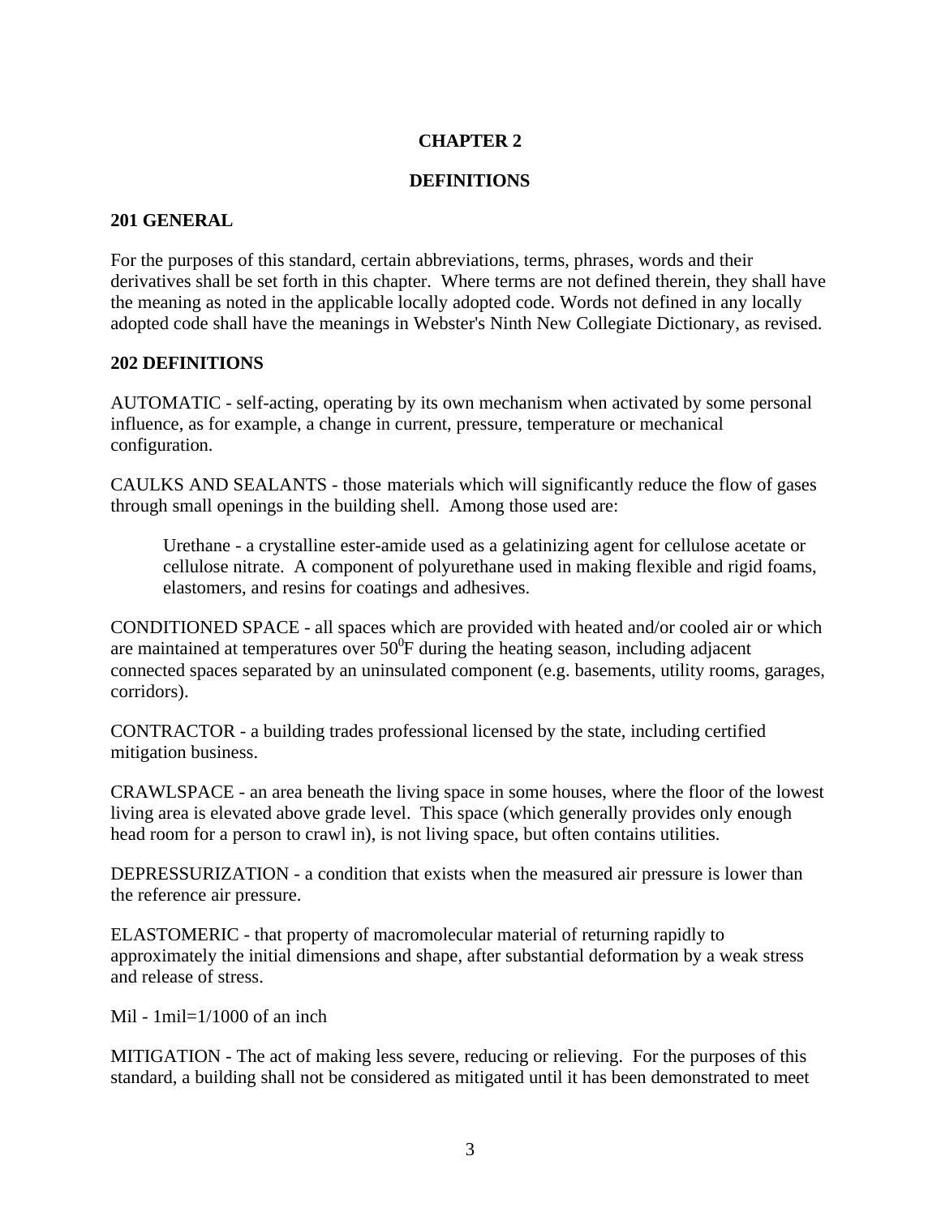# CHAPTER 2

# DEFINITIONS

## 201 GENERAL

For the purposes of this standard, certain abbreviations, terms, phrases, words and their derivatives shall be set forth in this chapter. Where terms are not defined therein, they shall have the meaning as noted in the applicable locally adopted code. Words not defined in any locally adopted code shall have the meanings in Webster's Ninth New Collegiate Dictionary, as revised.

## 202 DEFINITIONS

AUTOMATIC - self-acting, operating by its own mechanism when activated by some personal influence, as for example, a change in current, pressure, temperature or mechanical configuration.

CAULKS AND SEALANTS - those materials which will significantly reduce the flow of gases through small openings in the building shell. Among those used are:

> Urethane - a crystalline ester-amide used as a gelatinizing agent for cellulose acetate or cellulose nitrate. A component of polyurethane used in making flexible and rigid foams, elastomers, and resins for coatings and adhesives.

CONDITIONED SPACE - all spaces which are provided with heated and/or cooled air or which are maintained at temperatures over $50^0$F during the heating season, including adjacent connected spaces separated by an uninsulated component (e.g. basements, utility rooms, garages, corridors).

CONTRACTOR - a building trades professional licensed by the state, including certified mitigation business.

CRAWLSPACE - an area beneath the living space in some houses, where the floor of the lowest living area is elevated above grade level. This space (which generally provides only enough head room for a person to crawl in), is not living space, but often contains utilities.

DEPRESSURIZATION - a condition that exists when the measured air pressure is lower than the reference air pressure.

ELASTOMERIC - that property of macromolecular material of returning rapidly to approximately the initial dimensions and shape, after substantial deformation by a weak stress and release of stress.

Mil - 1mil=1/1000 of an inch

MITIGATION - The act of making less severe, reducing or relieving. For the purposes of this standard, a building shall not be considered as mitigated until it has been demonstrated to meet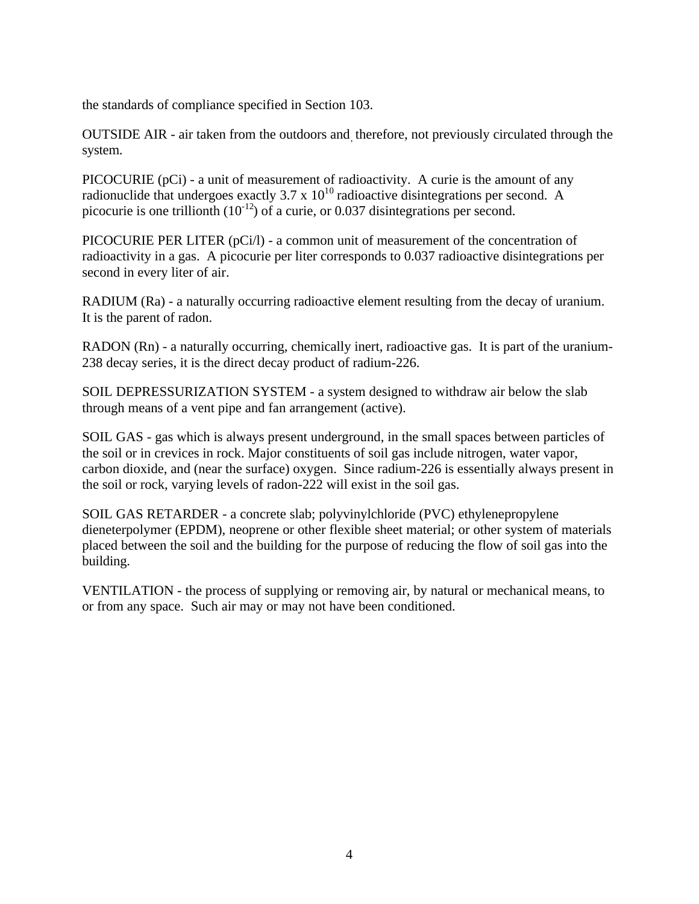the standards of compliance specified in Section 103.

OUTSIDE AIR - air taken from the outdoors and, therefore, not previously circulated through the system.

PICOCURIE (pCi) - a unit of measurement of radioactivity. A curie is the amount of any radionuclide that undergoes exactly $3.7 \times 10^{10}$ radioactive disintegrations per second. A picocurie is one trillionth ($10^{-12}$) of a curie, or 0.037 disintegrations per second.

PICOCURIE PER LITER (pCi/l) - a common unit of measurement of the concentration of radioactivity in a gas. A picocurie per liter corresponds to 0.037 radioactive disintegrations per second in every liter of air.

RADIUM (Ra) - a naturally occurring radioactive element resulting from the decay of uranium. It is the parent of radon.

RADON (Rn) - a naturally occurring, chemically inert, radioactive gas. It is part of the uranium-238 decay series, it is the direct decay product of radium-226.

SOIL DEPRESSURIZATION SYSTEM - a system designed to withdraw air below the slab through means of a vent pipe and fan arrangement (active).

SOIL GAS - gas which is always present underground, in the small spaces between particles of the soil or in crevices in rock. Major constituents of soil gas include nitrogen, water vapor, carbon dioxide, and (near the surface) oxygen. Since radium-226 is essentially always present in the soil or rock, varying levels of radon-222 will exist in the soil gas.

SOIL GAS RETARDER - a concrete slab; polyvinylchloride (PVC) ethylenepropylene dieneterpolymer (EPDM), neoprene or other flexible sheet material; or other system of materials placed between the soil and the building for the purpose of reducing the flow of soil gas into the building.

VENTILATION - the process of supplying or removing air, by natural or mechanical means, to or from any space. Such air may or may not have been conditioned.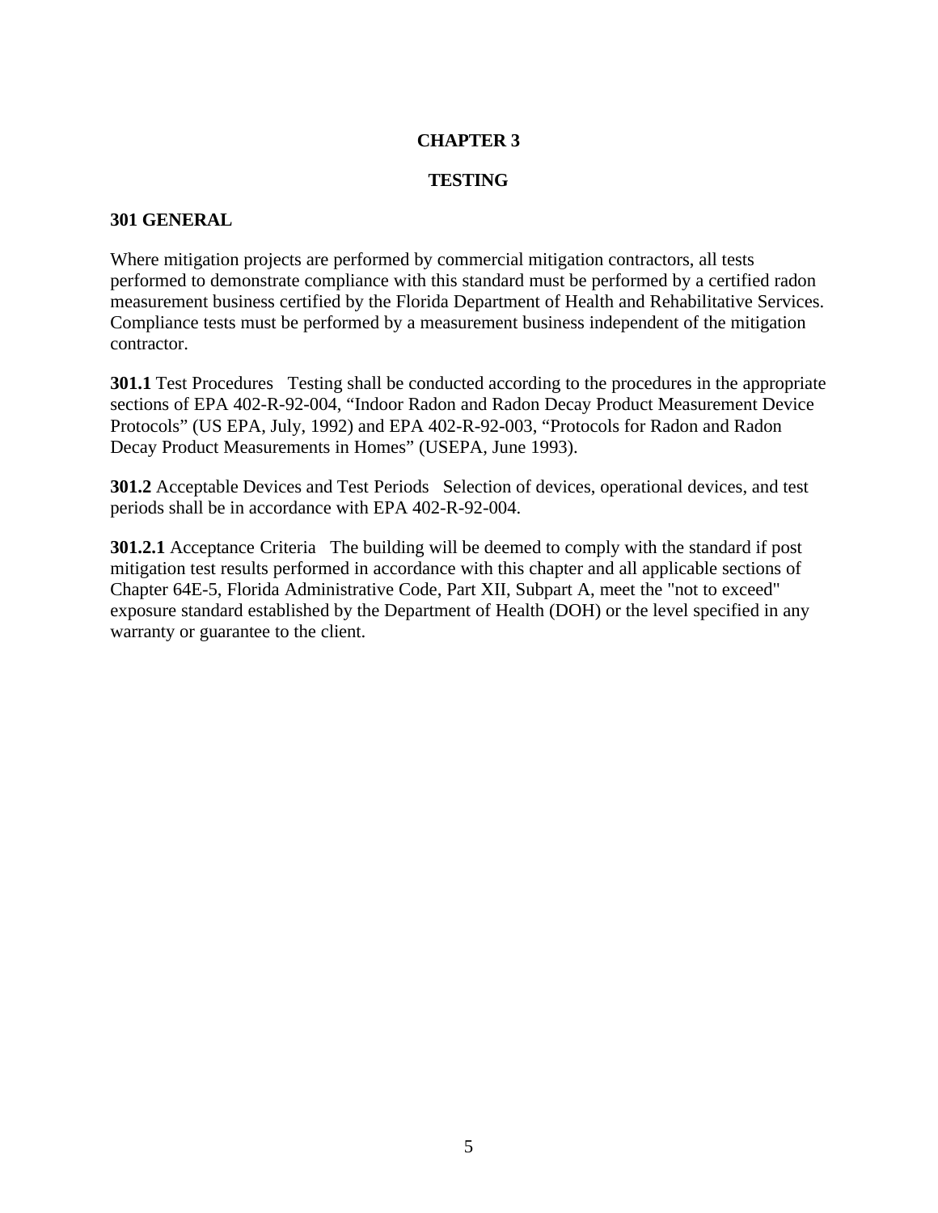# CHAPTER 3

## TESTING

### 301 GENERAL

Where mitigation projects are performed by commercial mitigation contractors, all tests performed to demonstrate compliance with this standard must be performed by a certified radon measurement business certified by the Florida Department of Health and Rehabilitative Services. Compliance tests must be performed by a measurement business independent of the mitigation contractor.

**301.1** Test Procedures   Testing shall be conducted according to the procedures in the appropriate sections of EPA 402-R-92-004, "Indoor Radon and Radon Decay Product Measurement Device Protocols" (US EPA, July, 1992) and EPA 402-R-92-003, "Protocols for Radon and Radon Decay Product Measurements in Homes" (USEPA, June 1993).

**301.2** Acceptable Devices and Test Periods   Selection of devices, operational devices, and test periods shall be in accordance with EPA 402-R-92-004.

**301.2.1** Acceptance Criteria   The building will be deemed to comply with the standard if post mitigation test results performed in accordance with this chapter and all applicable sections of Chapter 64E-5, Florida Administrative Code, Part XII, Subpart A, meet the "not to exceed" exposure standard established by the Department of Health (DOH) or the level specified in any warranty or guarantee to the client.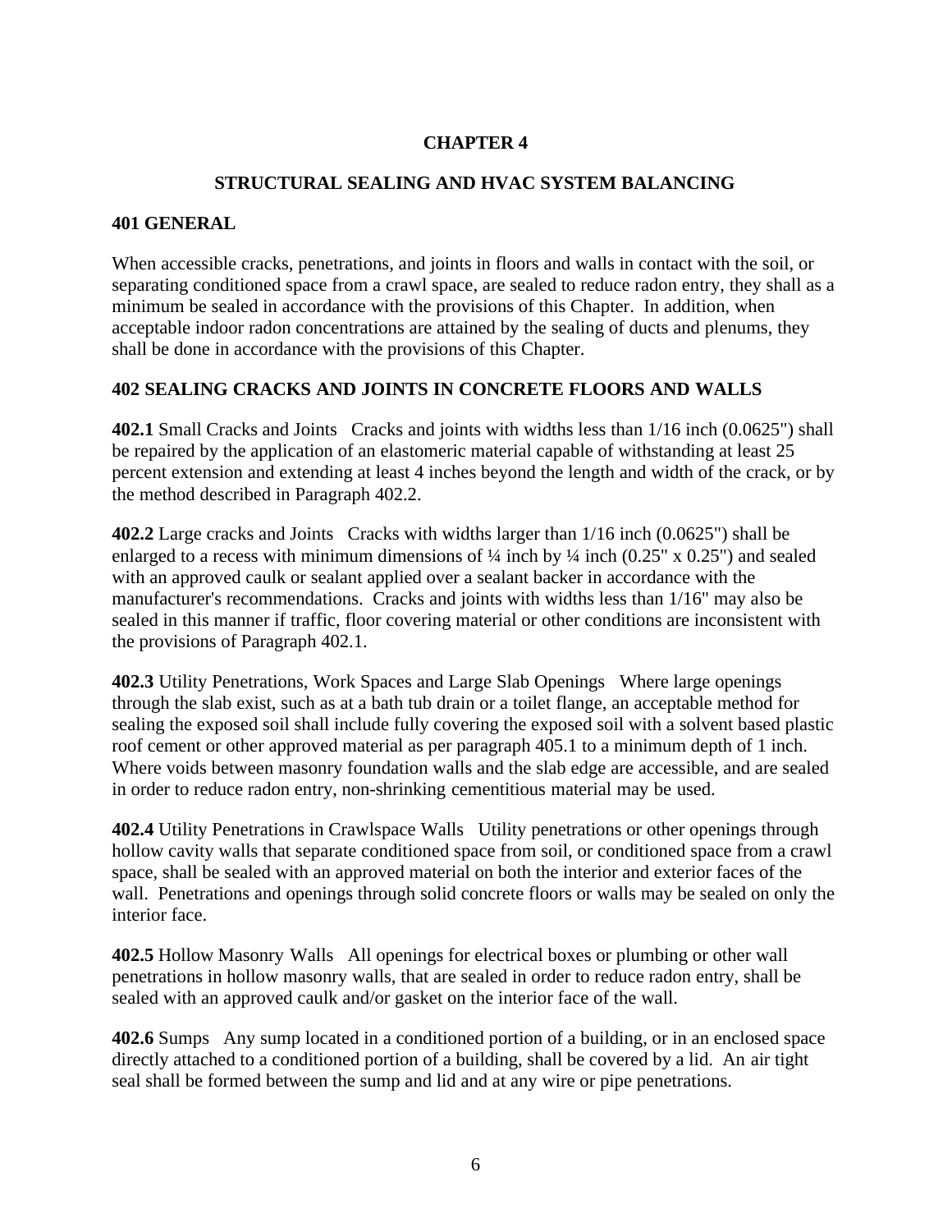# CHAPTER 4

## STRUCTURAL SEALING AND HVAC SYSTEM BALANCING

### 401 GENERAL

When accessible cracks, penetrations, and joints in floors and walls in contact with the soil, or separating conditioned space from a crawl space, are sealed to reduce radon entry, they shall as a minimum be sealed in accordance with the provisions of this Chapter. In addition, when acceptable indoor radon concentrations are attained by the sealing of ducts and plenums, they shall be done in accordance with the provisions of this Chapter.

### 402 SEALING CRACKS AND JOINTS IN CONCRETE FLOORS AND WALLS

**402.1** Small Cracks and Joints Cracks and joints with widths less than 1/16 inch (0.0625") shall be repaired by the application of an elastomeric material capable of withstanding at least 25 percent extension and extending at least 4 inches beyond the length and width of the crack, or by the method described in Paragraph 402.2.

**402.2** Large cracks and Joints Cracks with widths larger than 1/16 inch (0.0625") shall be enlarged to a recess with minimum dimensions of ¼ inch by ¼ inch (0.25" x 0.25") and sealed with an approved caulk or sealant applied over a sealant backer in accordance with the manufacturer's recommendations. Cracks and joints with widths less than 1/16" may also be sealed in this manner if traffic, floor covering material or other conditions are inconsistent with the provisions of Paragraph 402.1.

**402.3** Utility Penetrations, Work Spaces and Large Slab Openings Where large openings through the slab exist, such as at a bath tub drain or a toilet flange, an acceptable method for sealing the exposed soil shall include fully covering the exposed soil with a solvent based plastic roof cement or other approved material as per paragraph 405.1 to a minimum depth of 1 inch. Where voids between masonry foundation walls and the slab edge are accessible, and are sealed in order to reduce radon entry, non-shrinking cementitious material may be used.

**402.4** Utility Penetrations in Crawlspace Walls Utility penetrations or other openings through hollow cavity walls that separate conditioned space from soil, or conditioned space from a crawl space, shall be sealed with an approved material on both the interior and exterior faces of the wall. Penetrations and openings through solid concrete floors or walls may be sealed on only the interior face.

**402.5** Hollow Masonry Walls All openings for electrical boxes or plumbing or other wall penetrations in hollow masonry walls, that are sealed in order to reduce radon entry, shall be sealed with an approved caulk and/or gasket on the interior face of the wall.

**402.6** Sumps Any sump located in a conditioned portion of a building, or in an enclosed space directly attached to a conditioned portion of a building, shall be covered by a lid. An air tight seal shall be formed between the sump and lid and at any wire or pipe penetrations.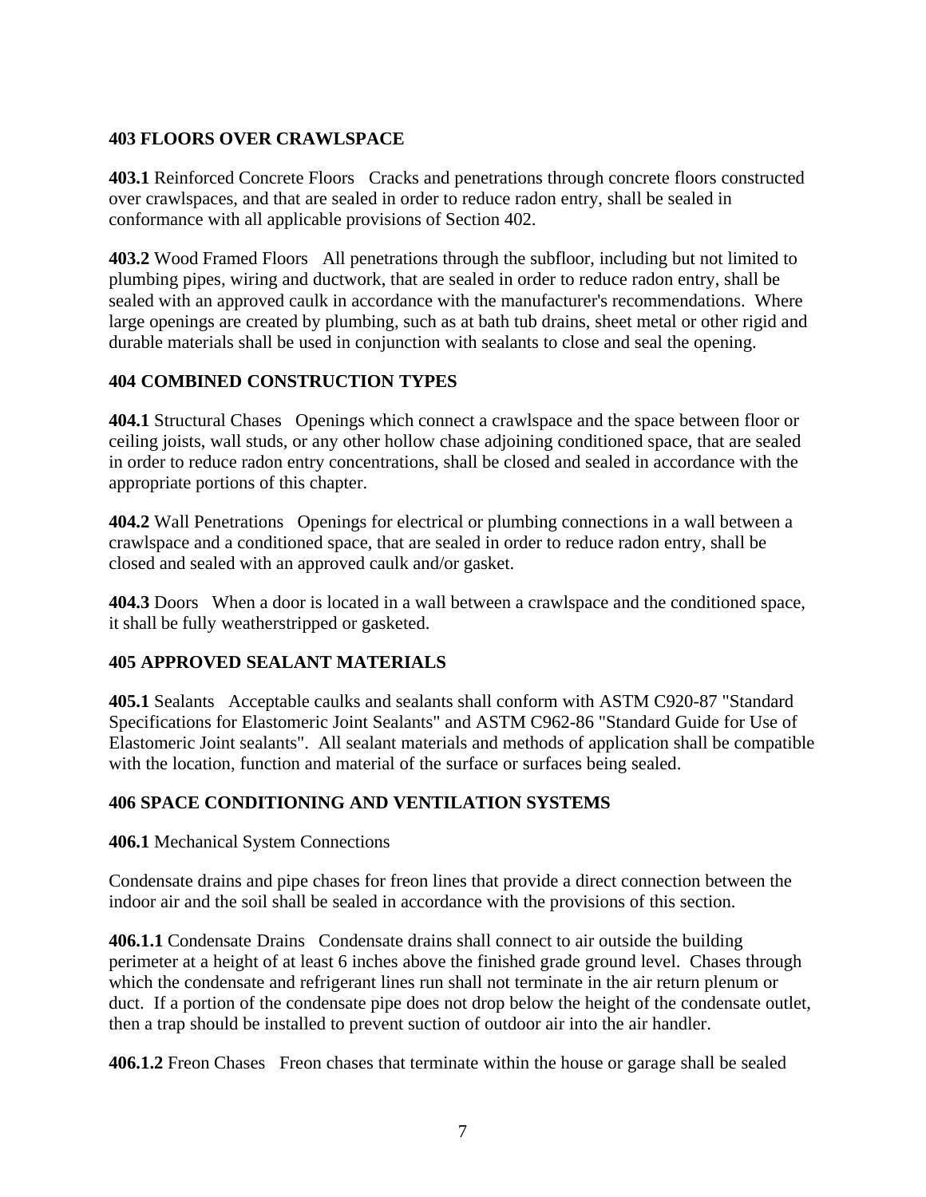## 403 FLOORS OVER CRAWLSPACE

**403.1** Reinforced Concrete Floors   Cracks and penetrations through concrete floors constructed over crawlspaces, and that are sealed in order to reduce radon entry, shall be sealed in conformance with all applicable provisions of Section 402.

**403.2** Wood Framed Floors   All penetrations through the subfloor, including but not limited to plumbing pipes, wiring and ductwork, that are sealed in order to reduce radon entry, shall be sealed with an approved caulk in accordance with the manufacturer's recommendations. Where large openings are created by plumbing, such as at bath tub drains, sheet metal or other rigid and durable materials shall be used in conjunction with sealants to close and seal the opening.

## 404 COMBINED CONSTRUCTION TYPES

**404.1** Structural Chases   Openings which connect a crawlspace and the space between floor or ceiling joists, wall studs, or any other hollow chase adjoining conditioned space, that are sealed in order to reduce radon entry concentrations, shall be closed and sealed in accordance with the appropriate portions of this chapter.

**404.2** Wall Penetrations   Openings for electrical or plumbing connections in a wall between a crawlspace and a conditioned space, that are sealed in order to reduce radon entry, shall be closed and sealed with an approved caulk and/or gasket.

**404.3** Doors   When a door is located in a wall between a crawlspace and the conditioned space, it shall be fully weatherstripped or gasketed.

## 405 APPROVED SEALANT MATERIALS

**405.1** Sealants   Acceptable caulks and sealants shall conform with ASTM C920-87 "Standard Specifications for Elastomeric Joint Sealants" and ASTM C962-86 "Standard Guide for Use of Elastomeric Joint sealants". All sealant materials and methods of application shall be compatible with the location, function and material of the surface or surfaces being sealed.

## 406 SPACE CONDITIONING AND VENTILATION SYSTEMS

**406.1** Mechanical System Connections

Condensate drains and pipe chases for freon lines that provide a direct connection between the indoor air and the soil shall be sealed in accordance with the provisions of this section.

**406.1.1** Condensate Drains   Condensate drains shall connect to air outside the building perimeter at a height of at least 6 inches above the finished grade ground level. Chases through which the condensate and refrigerant lines run shall not terminate in the air return plenum or duct. If a portion of the condensate pipe does not drop below the height of the condensate outlet, then a trap should be installed to prevent suction of outdoor air into the air handler.

**406.1.2** Freon Chases   Freon chases that terminate within the house or garage shall be sealed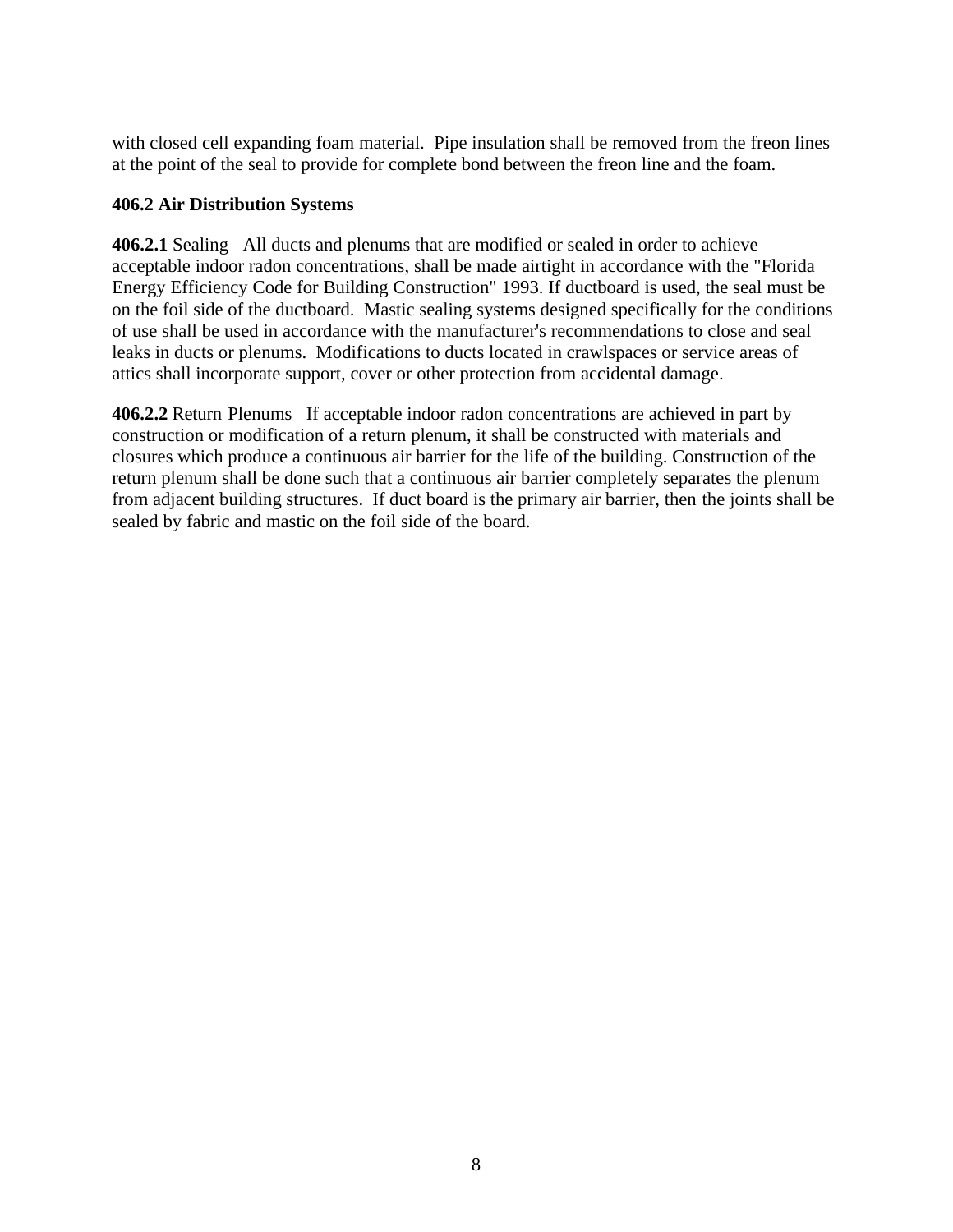with closed cell expanding foam material. Pipe insulation shall be removed from the freon lines at the point of the seal to provide for complete bond between the freon line and the foam.

**406.2 Air Distribution Systems**

**406.2.1** Sealing All ducts and plenums that are modified or sealed in order to achieve acceptable indoor radon concentrations, shall be made airtight in accordance with the "Florida Energy Efficiency Code for Building Construction" 1993. If ductboard is used, the seal must be on the foil side of the ductboard. Mastic sealing systems designed specifically for the conditions of use shall be used in accordance with the manufacturer's recommendations to close and seal leaks in ducts or plenums. Modifications to ducts located in crawlspaces or service areas of attics shall incorporate support, cover or other protection from accidental damage.

**406.2.2** Return Plenums If acceptable indoor radon concentrations are achieved in part by construction or modification of a return plenum, it shall be constructed with materials and closures which produce a continuous air barrier for the life of the building. Construction of the return plenum shall be done such that a continuous air barrier completely separates the plenum from adjacent building structures. If duct board is the primary air barrier, then the joints shall be sealed by fabric and mastic on the foil side of the board.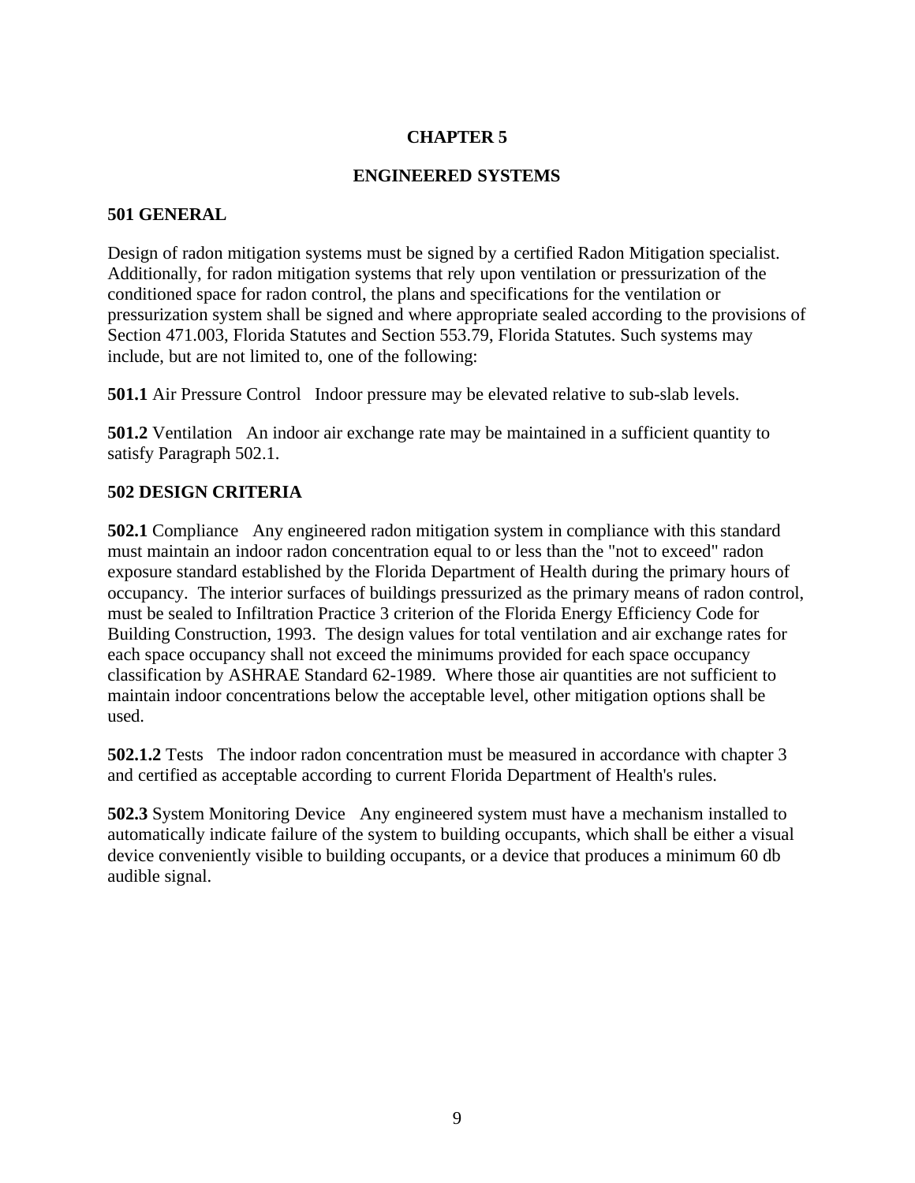# CHAPTER 5

# ENGINEERED SYSTEMS

## 501 GENERAL

Design of radon mitigation systems must be signed by a certified Radon Mitigation specialist. Additionally, for radon mitigation systems that rely upon ventilation or pressurization of the conditioned space for radon control, the plans and specifications for the ventilation or pressurization system shall be signed and where appropriate sealed according to the provisions of Section 471.003, Florida Statutes and Section 553.79, Florida Statutes. Such systems may include, but are not limited to, one of the following:

**501.1** Air Pressure Control   Indoor pressure may be elevated relative to sub-slab levels.

**501.2** Ventilation   An indoor air exchange rate may be maintained in a sufficient quantity to satisfy Paragraph 502.1.

## 502 DESIGN CRITERIA

**502.1** Compliance   Any engineered radon mitigation system in compliance with this standard must maintain an indoor radon concentration equal to or less than the "not to exceed" radon exposure standard established by the Florida Department of Health during the primary hours of occupancy.  The interior surfaces of buildings pressurized as the primary means of radon control, must be sealed to Infiltration Practice 3 criterion of the Florida Energy Efficiency Code for Building Construction, 1993.  The design values for total ventilation and air exchange rates for each space occupancy shall not exceed the minimums provided for each space occupancy classification by ASHRAE Standard 62-1989.  Where those air quantities are not sufficient to maintain indoor concentrations below the acceptable level, other mitigation options shall be used.

**502.1.2** Tests   The indoor radon concentration must be measured in accordance with chapter 3 and certified as acceptable according to current Florida Department of Health's rules.

**502.3** System Monitoring Device   Any engineered system must have a mechanism installed to automatically indicate failure of the system to building occupants, which shall be either a visual device conveniently visible to building occupants, or a device that produces a minimum 60 db audible signal.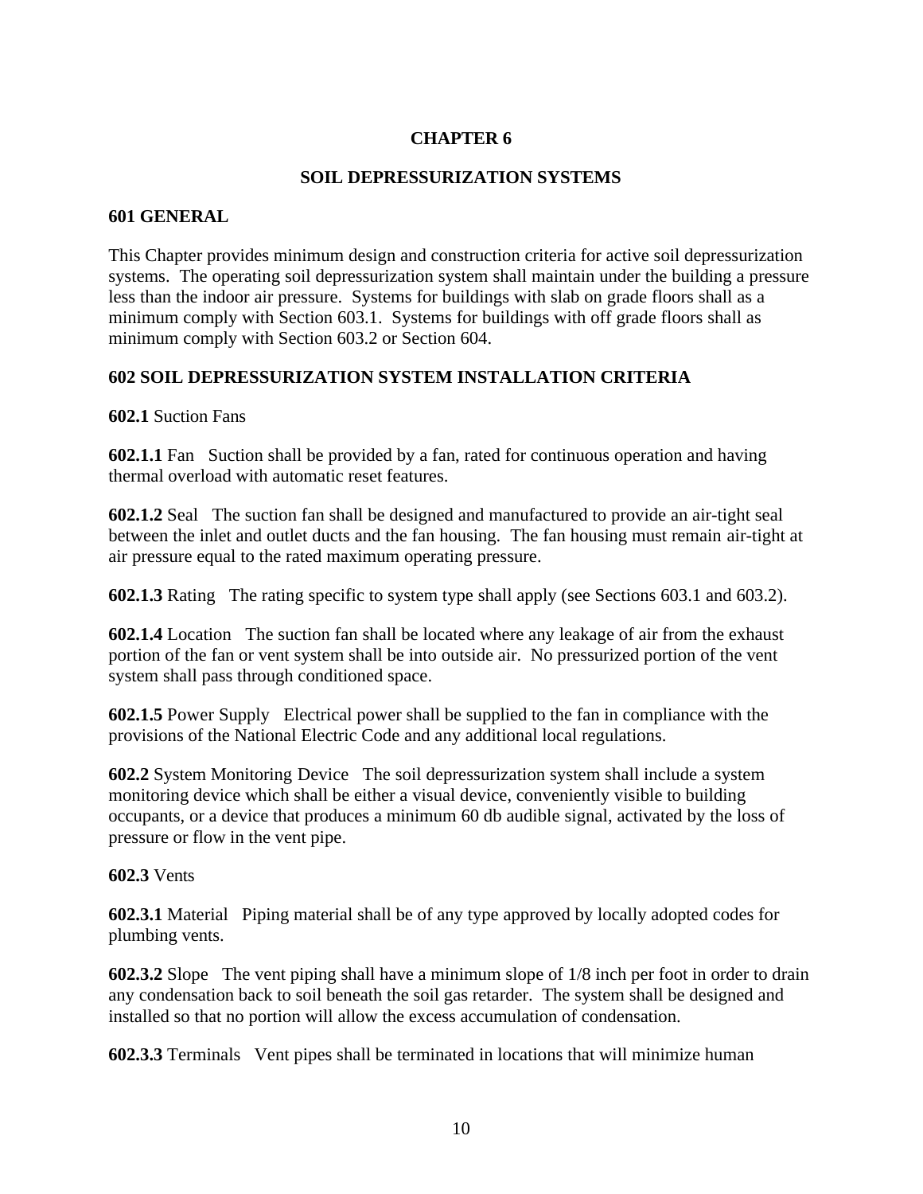# CHAPTER 6

## SOIL DEPRESSURIZATION SYSTEMS

### 601 GENERAL

This Chapter provides minimum design and construction criteria for active soil depressurization systems. The operating soil depressurization system shall maintain under the building a pressure less than the indoor air pressure. Systems for buildings with slab on grade floors shall as a minimum comply with Section 603.1. Systems for buildings with off grade floors shall as minimum comply with Section 603.2 or Section 604.

### 602 SOIL DEPRESSURIZATION SYSTEM INSTALLATION CRITERIA

**602.1** Suction Fans

**602.1.1** Fan Suction shall be provided by a fan, rated for continuous operation and having thermal overload with automatic reset features.

**602.1.2** Seal The suction fan shall be designed and manufactured to provide an air-tight seal between the inlet and outlet ducts and the fan housing. The fan housing must remain air-tight at air pressure equal to the rated maximum operating pressure.

**602.1.3** Rating The rating specific to system type shall apply (see Sections 603.1 and 603.2).

**602.1.4** Location The suction fan shall be located where any leakage of air from the exhaust portion of the fan or vent system shall be into outside air. No pressurized portion of the vent system shall pass through conditioned space.

**602.1.5** Power Supply Electrical power shall be supplied to the fan in compliance with the provisions of the National Electric Code and any additional local regulations.

**602.2** System Monitoring Device The soil depressurization system shall include a system monitoring device which shall be either a visual device, conveniently visible to building occupants, or a device that produces a minimum 60 db audible signal, activated by the loss of pressure or flow in the vent pipe.

**602.3** Vents

**602.3.1** Material Piping material shall be of any type approved by locally adopted codes for plumbing vents.

**602.3.2** Slope The vent piping shall have a minimum slope of 1/8 inch per foot in order to drain any condensation back to soil beneath the soil gas retarder. The system shall be designed and installed so that no portion will allow the excess accumulation of condensation.

**602.3.3** Terminals Vent pipes shall be terminated in locations that will minimize human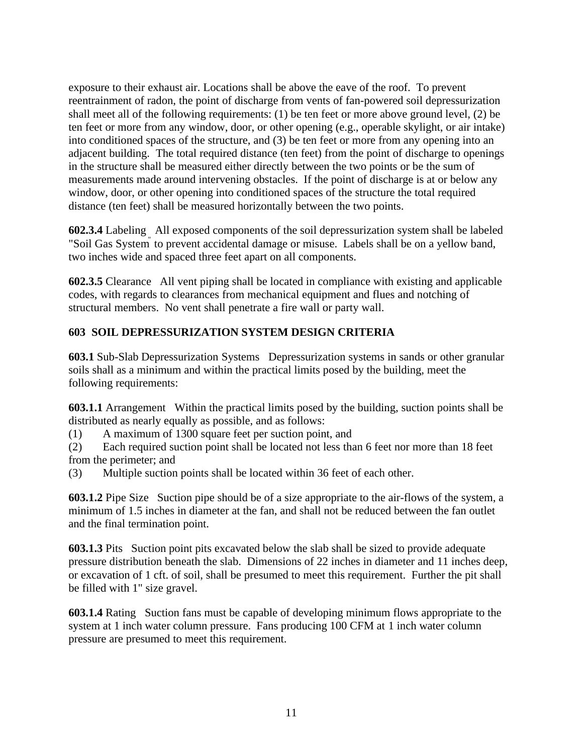exposure to their exhaust air. Locations shall be above the eave of the roof. To prevent reentrainment of radon, the point of discharge from vents of fan-powered soil depressurization shall meet all of the following requirements: (1) be ten feet or more above ground level, (2) be ten feet or more from any window, door, or other opening (e.g., operable skylight, or air intake) into conditioned spaces of the structure, and (3) be ten feet or more from any opening into an adjacent building. The total required distance (ten feet) from the point of discharge to openings in the structure shall be measured either directly between the two points or be the sum of measurements made around intervening obstacles. If the point of discharge is at or below any window, door, or other opening into conditioned spaces of the structure the total required distance (ten feet) shall be measured horizontally between the two points.

**602.3.4** Labeling All exposed components of the soil depressurization system shall be labeled "Soil Gas System" to prevent accidental damage or misuse. Labels shall be on a yellow band, two inches wide and spaced three feet apart on all components.

**602.3.5** Clearance All vent piping shall be located in compliance with existing and applicable codes, with regards to clearances from mechanical equipment and flues and notching of structural members. No vent shall penetrate a fire wall or party wall.

## 603 SOIL DEPRESSURIZATION SYSTEM DESIGN CRITERIA

**603.1** Sub-Slab Depressurization Systems Depressurization systems in sands or other granular soils shall as a minimum and within the practical limits posed by the building, meet the following requirements:

**603.1.1** Arrangement Within the practical limits posed by the building, suction points shall be distributed as nearly equally as possible, and as follows:

(1) A maximum of 1300 square feet per suction point, and

(2) Each required suction point shall be located not less than 6 feet nor more than 18 feet from the perimeter; and

(3) Multiple suction points shall be located within 36 feet of each other.

**603.1.2** Pipe Size Suction pipe should be of a size appropriate to the air-flows of the system, a minimum of 1.5 inches in diameter at the fan, and shall not be reduced between the fan outlet and the final termination point.

**603.1.3** Pits Suction point pits excavated below the slab shall be sized to provide adequate pressure distribution beneath the slab. Dimensions of 22 inches in diameter and 11 inches deep, or excavation of 1 cft. of soil, shall be presumed to meet this requirement. Further the pit shall be filled with 1" size gravel.

**603.1.4** Rating Suction fans must be capable of developing minimum flows appropriate to the system at 1 inch water column pressure. Fans producing 100 CFM at 1 inch water column pressure are presumed to meet this requirement.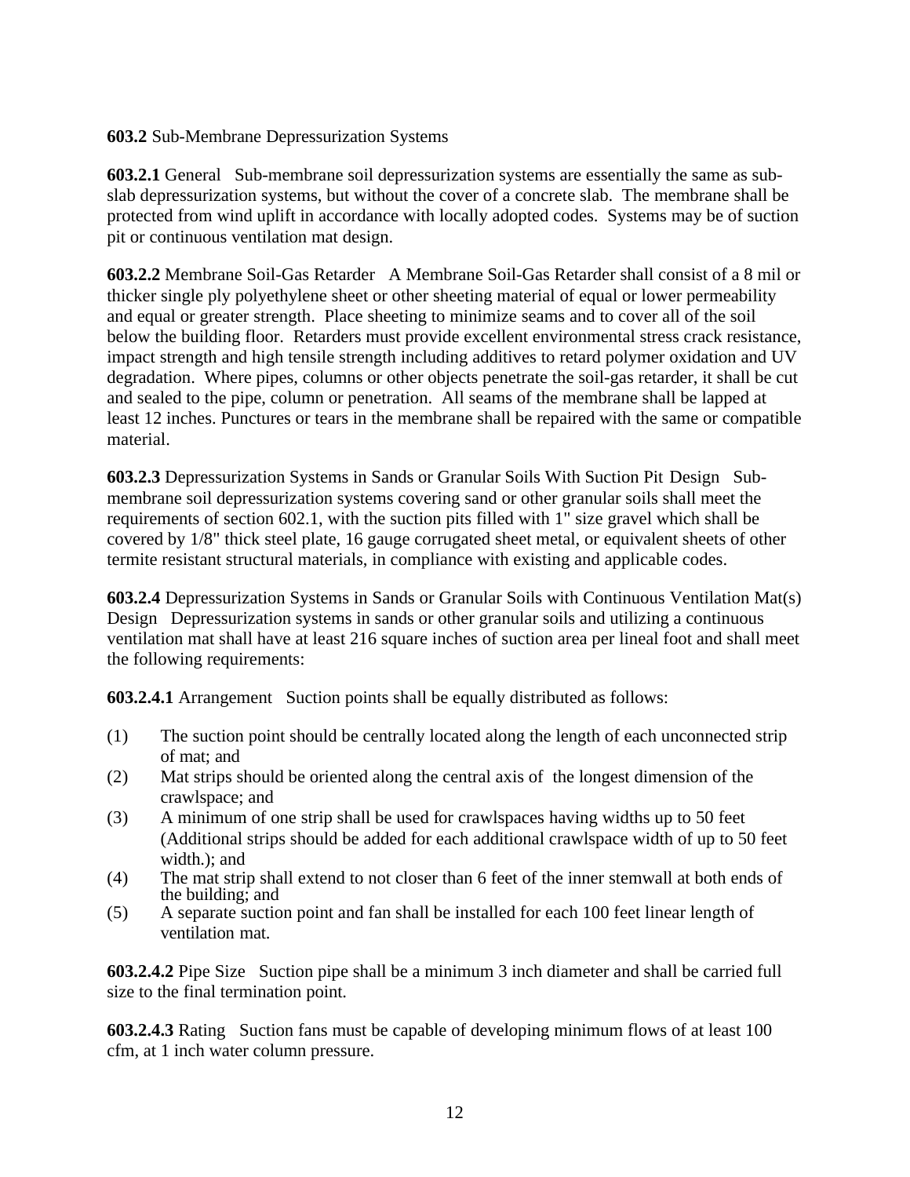**603.2** Sub-Membrane Depressurization Systems

**603.2.1** General   Sub-membrane soil depressurization systems are essentially the same as sub-slab depressurization systems, but without the cover of a concrete slab. The membrane shall be protected from wind uplift in accordance with locally adopted codes. Systems may be of suction pit or continuous ventilation mat design.

**603.2.2** Membrane Soil-Gas Retarder   A Membrane Soil-Gas Retarder shall consist of a 8 mil or thicker single ply polyethylene sheet or other sheeting material of equal or lower permeability and equal or greater strength. Place sheeting to minimize seams and to cover all of the soil below the building floor. Retarders must provide excellent environmental stress crack resistance, impact strength and high tensile strength including additives to retard polymer oxidation and UV degradation. Where pipes, columns or other objects penetrate the soil-gas retarder, it shall be cut and sealed to the pipe, column or penetration. All seams of the membrane shall be lapped at least 12 inches. Punctures or tears in the membrane shall be repaired with the same or compatible material.

**603.2.3** Depressurization Systems in Sands or Granular Soils With Suction Pit Design   Sub-membrane soil depressurization systems covering sand or other granular soils shall meet the requirements of section 602.1, with the suction pits filled with 1" size gravel which shall be covered by 1/8" thick steel plate, 16 gauge corrugated sheet metal, or equivalent sheets of other termite resistant structural materials, in compliance with existing and applicable codes.

**603.2.4** Depressurization Systems in Sands or Granular Soils with Continuous Ventilation Mat(s) Design   Depressurization systems in sands or other granular soils and utilizing a continuous ventilation mat shall have at least 216 square inches of suction area per lineal foot and shall meet the following requirements:

**603.2.4.1** Arrangement   Suction points shall be equally distributed as follows:

(1) The suction point should be centrally located along the length of each unconnected strip of mat; and
(2) Mat strips should be oriented along the central axis of the longest dimension of the crawlspace; and
(3) A minimum of one strip shall be used for crawlspaces having widths up to 50 feet (Additional strips should be added for each additional crawlspace width of up to 50 feet width.); and
(4) The mat strip shall extend to not closer than 6 feet of the inner stemwall at both ends of the building; and
(5) A separate suction point and fan shall be installed for each 100 feet linear length of ventilation mat.

**603.2.4.2** Pipe Size   Suction pipe shall be a minimum 3 inch diameter and shall be carried full size to the final termination point.

**603.2.4.3** Rating   Suction fans must be capable of developing minimum flows of at least 100 cfm, at 1 inch water column pressure.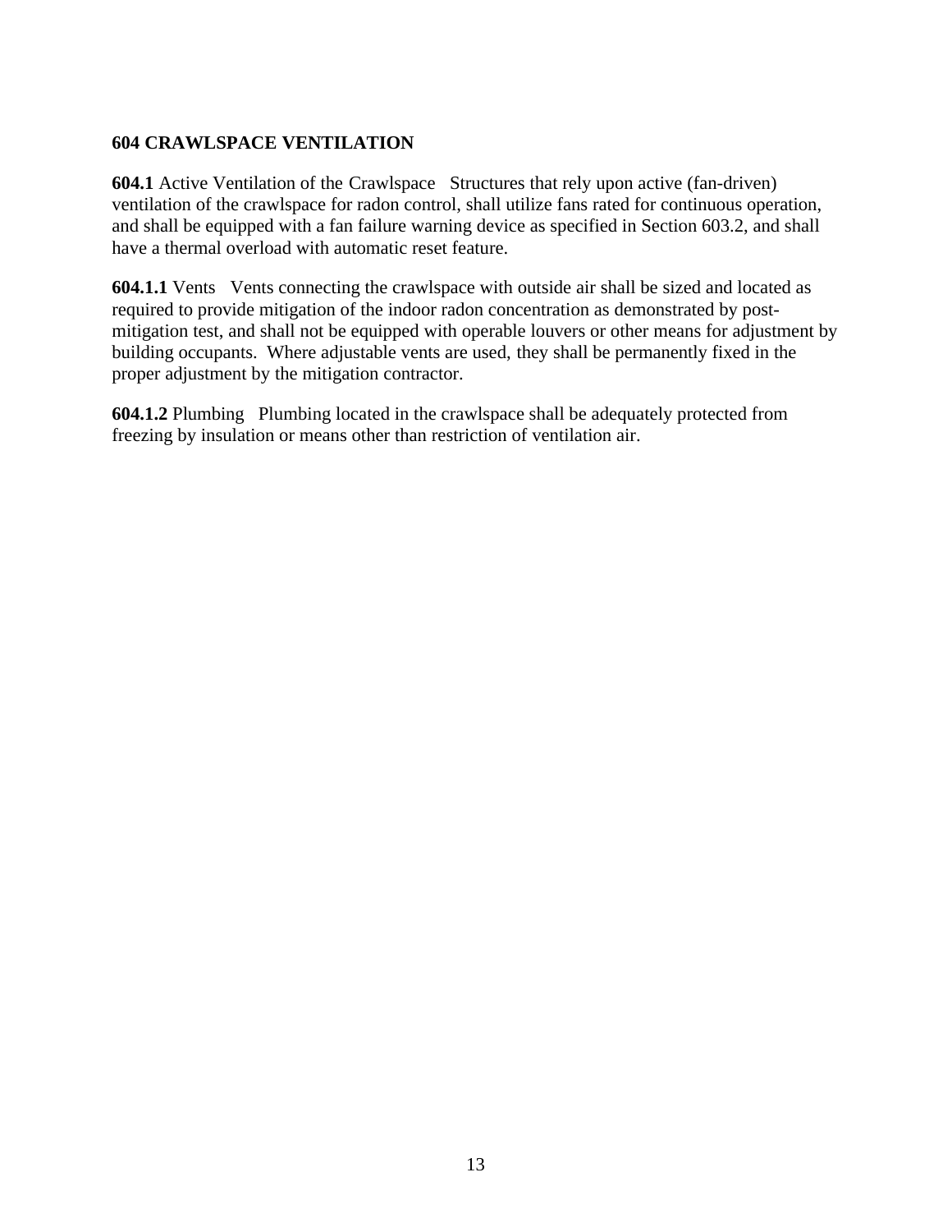**604 CRAWLSPACE VENTILATION**

**604.1** Active Ventilation of the Crawlspace   Structures that rely upon active (fan-driven) ventilation of the crawlspace for radon control, shall utilize fans rated for continuous operation, and shall be equipped with a fan failure warning device as specified in Section 603.2, and shall have a thermal overload with automatic reset feature.

**604.1.1** Vents   Vents connecting the crawlspace with outside air shall be sized and located as required to provide mitigation of the indoor radon concentration as demonstrated by post-mitigation test, and shall not be equipped with operable louvers or other means for adjustment by building occupants.  Where adjustable vents are used, they shall be permanently fixed in the proper adjustment by the mitigation contractor.

**604.1.2** Plumbing   Plumbing located in the crawlspace shall be adequately protected from freezing by insulation or means other than restriction of ventilation air.